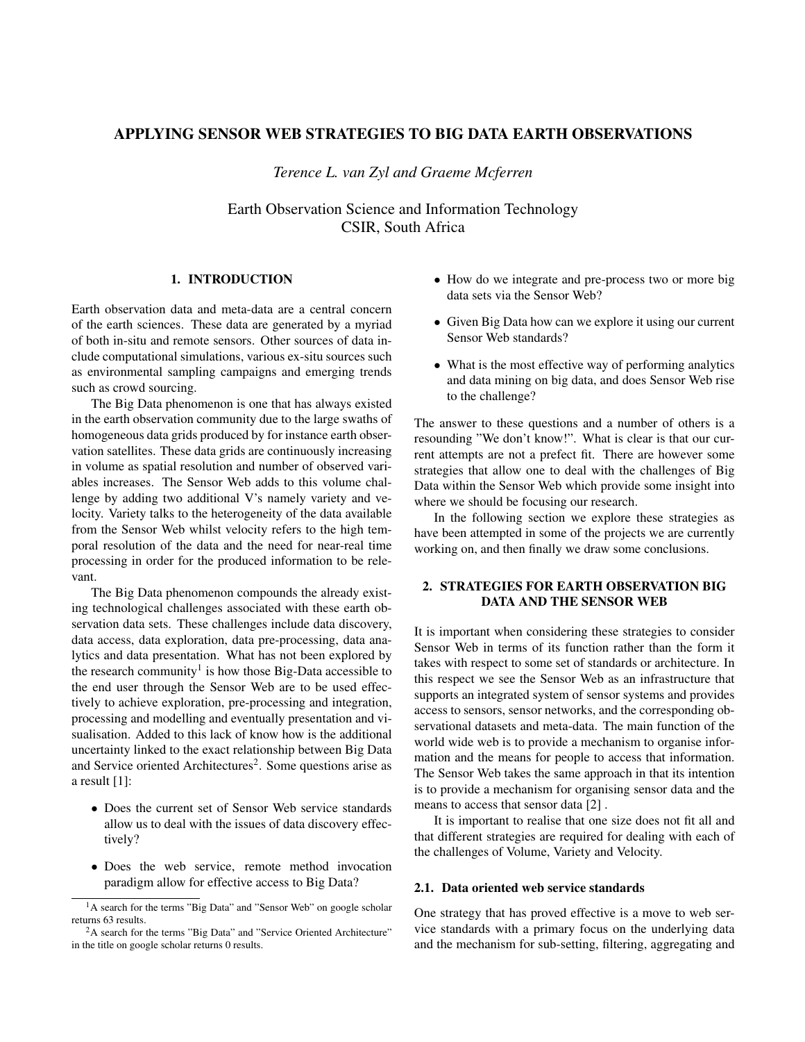# APPLYING SENSOR WEB STRATEGIES TO BIG DATA EARTH OBSERVATIONS

*Terence L. van Zyl and Graeme Mcferren*

Earth Observation Science and Information Technology
CSIR, South Africa

## 1. INTRODUCTION

Earth observation data and meta-data are a central concern of the earth sciences. These data are generated by a myriad of both in-situ and remote sensors. Other sources of data include computational simulations, various ex-situ sources such as environmental sampling campaigns and emerging trends such as crowd sourcing.

The Big Data phenomenon is one that has always existed in the earth observation community due to the large swaths of homogeneous data grids produced by for instance earth observation satellites. These data grids are continuously increasing in volume as spatial resolution and number of observed variables increases. The Sensor Web adds to this volume challenge by adding two additional V's namely variety and velocity. Variety talks to the heterogeneity of the data available from the Sensor Web whilst velocity refers to the high temporal resolution of the data and the need for near-real time processing in order for the produced information to be relevant.

The Big Data phenomenon compounds the already existing technological challenges associated with these earth observation data sets. These challenges include data discovery, data access, data exploration, data pre-processing, data analytics and data presentation. What has not been explored by the research community[1] is how those Big-Data accessible to the end user through the Sensor Web are to be used effectively to achieve exploration, pre-processing and integration, processing and modelling and eventually presentation and visualisation. Added to this lack of know how is the additional uncertainty linked to the exact relationship between Big Data and Service oriented Architectures[2]. Some questions arise as a result [1]:

- Does the current set of Sensor Web service standards allow us to deal with the issues of data discovery effectively?
- Does the web service, remote method invocation paradigm allow for effective access to Big Data?
- How do we integrate and pre-process two or more big data sets via the Sensor Web?
- Given Big Data how can we explore it using our current Sensor Web standards?
- What is the most effective way of performing analytics and data mining on big data, and does Sensor Web rise to the challenge?

The answer to these questions and a number of others is a resounding "We don't know!". What is clear is that our current attempts are not a prefect fit. There are however some strategies that allow one to deal with the challenges of Big Data within the Sensor Web which provide some insight into where we should be focusing our research.

In the following section we explore these strategies as have been attempted in some of the projects we are currently working on, and then finally we draw some conclusions.

## 2. STRATEGIES FOR EARTH OBSERVATION BIG DATA AND THE SENSOR WEB

It is important when considering these strategies to consider Sensor Web in terms of its function rather than the form it takes with respect to some set of standards or architecture. In this respect we see the Sensor Web as an infrastructure that supports an integrated system of sensor systems and provides access to sensors, sensor networks, and the corresponding observational datasets and meta-data. The main function of the world wide web is to provide a mechanism to organise information and the means for people to access that information. The Sensor Web takes the same approach in that its intention is to provide a mechanism for organising sensor data and the means to access that sensor data [2] .

It is important to realise that one size does not fit all and that different strategies are required for dealing with each of the challenges of Volume, Variety and Velocity.

### 2.1. Data oriented web service standards

One strategy that has proved effective is a move to web service standards with a primary focus on the underlying data and the mechanism for sub-setting, filtering, aggregating and

[1] A search for the terms "Big Data" and "Sensor Web" on google scholar returns 63 results.

[2] A search for the terms "Big Data" and "Service Oriented Architecture" in the title on google scholar returns 0 results.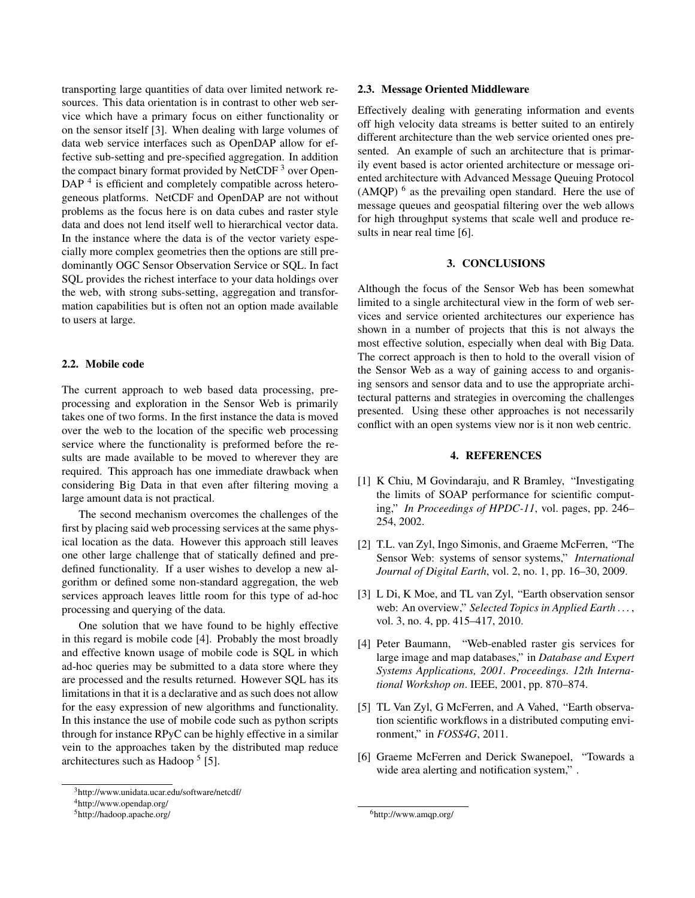transporting large quantities of data over limited network resources. This data orientation is in contrast to other web service which have a primary focus on either functionality or on the sensor itself [3]. When dealing with large volumes of data web service interfaces such as OpenDAP allow for effective sub-setting and pre-specified aggregation. In addition the compact binary format provided by NetCDF [3] over OpenDAP [4] is efficient and completely compatible across heterogeneous platforms. NetCDF and OpenDAP are not without problems as the focus here is on data cubes and raster style data and does not lend itself well to hierarchical vector data. In the instance where the data is of the vector variety especially more complex geometries then the options are still predominantly OGC Sensor Observation Service or SQL. In fact SQL provides the richest interface to your data holdings over the web, with strong subs-setting, aggregation and transformation capabilities but is often not an option made available to users at large.

### 2.2. Mobile code

The current approach to web based data processing, preprocessing and exploration in the Sensor Web is primarily takes one of two forms. In the first instance the data is moved over the web to the location of the specific web processing service where the functionality is preformed before the results are made available to be moved to wherever they are required. This approach has one immediate drawback when considering Big Data in that even after filtering moving a large amount data is not practical.

The second mechanism overcomes the challenges of the first by placing said web processing services at the same physical location as the data. However this approach still leaves one other large challenge that of statically defined and predefined functionality. If a user wishes to develop a new algorithm or defined some non-standard aggregation, the web services approach leaves little room for this type of ad-hoc processing and querying of the data.

One solution that we have found to be highly effective in this regard is mobile code [4]. Probably the most broadly and effective known usage of mobile code is SQL in which ad-hoc queries may be submitted to a data store where they are processed and the results returned. However SQL has its limitations in that it is a declarative and as such does not allow for the easy expression of new algorithms and functionality. In this instance the use of mobile code such as python scripts through for instance RPyC can be highly effective in a similar vein to the approaches taken by the distributed map reduce architectures such as Hadoop [5] [5].

[3] http://www.unidata.ucar.edu/software/netcdf/

[4] http://www.opendap.org/

[5] http://hadoop.apache.org/

### 2.3. Message Oriented Middleware

Effectively dealing with generating information and events off high velocity data streams is better suited to an entirely different architecture than the web service oriented ones presented. An example of such an architecture that is primarily event based is actor oriented architecture or message oriented architecture with Advanced Message Queuing Protocol (AMQP) [6] as the prevailing open standard. Here the use of message queues and geospatial filtering over the web allows for high throughput systems that scale well and produce results in near real time [6].

## 3. CONCLUSIONS

Although the focus of the Sensor Web has been somewhat limited to a single architectural view in the form of web services and service oriented architectures our experience has shown in a number of projects that this is not always the most effective solution, especially when deal with Big Data. The correct approach is then to hold to the overall vision of the Sensor Web as a way of gaining access to and organising sensors and sensor data and to use the appropriate architectural patterns and strategies in overcoming the challenges presented. Using these other approaches is not necessarily conflict with an open systems view nor is it non web centric.

## 4. REFERENCES

[1] K Chiu, M Govindaraju, and R Bramley, "Investigating the limits of SOAP performance for scientific computing," *In Proceedings of HPDC-11*, vol. pages, pp. 246–254, 2002.

[2] T.L. van Zyl, Ingo Simonis, and Graeme McFerren, "The Sensor Web: systems of sensor systems," *International Journal of Digital Earth*, vol. 2, no. 1, pp. 16–30, 2009.

[3] L Di, K Moe, and TL van Zyl, "Earth observation sensor web: An overview," *Selected Topics in Applied Earth ...*, vol. 3, no. 4, pp. 415–417, 2010.

[4] Peter Baumann, "Web-enabled raster gis services for large image and map databases," in *Database and Expert Systems Applications, 2001. Proceedings. 12th International Workshop on*. IEEE, 2001, pp. 870–874.

[5] TL Van Zyl, G McFerren, and A Vahed, "Earth observation scientific workflows in a distributed computing environment," in *FOSS4G*, 2011.

[6] Graeme McFerren and Derick Swanepoel, "Towards a wide area alerting and notification system," .

[6] http://www.amqp.org/